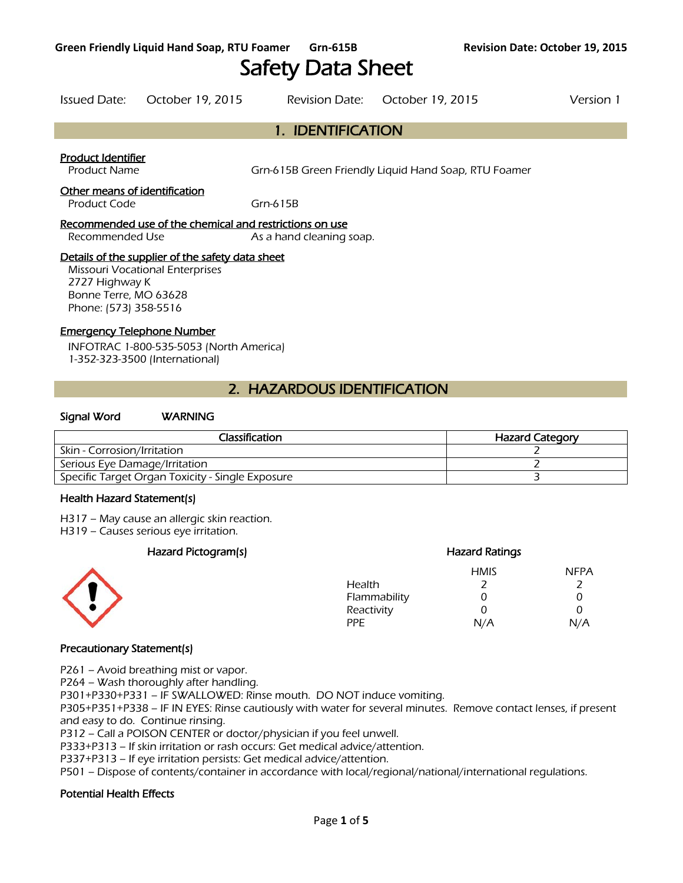# Safety Data Sheet

Issued Date: October 19, 2015 Revision Date: October 19, 2015 Version 1

## 1. IDENTIFICATION

**Product Identifier**

Product Name: Grn-615B Green Friendly Liquid Hand Soap, RTU Foamer

**Other means of identification**

Product Code: Grn-615B

**Recommended use of the chemical and restrictions on use**

Recommended Use: As a hand cleaning soap.

**Details of the supplier of the safety data sheet**

Missouri Vocational Enterprises
2727 Highway K
Bonne Terre, MO 63628
Phone: (573) 358-5516

**Emergency Telephone Number**

INFOTRAC 1-800-535-5053 (North America)
1-352-323-3500 (International)

## 2. HAZARDOUS IDENTIFICATION

**Signal Word** WARNING

| Classification | Hazard Category |
| --- | --- |
| Skin - Corrosion/Irritation | 2 |
| Serious Eye Damage/Irritation | 2 |
| Specific Target Organ Toxicity - Single Exposure | 3 |

**Health Hazard Statement(s)**

H317 – May cause an allergic skin reaction.
H319 – Causes serious eye irritation.

**Hazard Pictogram(s)**

**Hazard Ratings**

| | HMIS | NFPA |
| --- | --- | --- |
| Health | 2 | 2 |
| Flammability | 0 | 0 |
| Reactivity | 0 | 0 |
| PPE | N/A | N/A |

**Precautionary Statement(s)**

P261 – Avoid breathing mist or vapor.
P264 – Wash thoroughly after handling.
P301+P330+P331 – IF SWALLOWED: Rinse mouth. DO NOT induce vomiting.
P305+P351+P338 – IF IN EYES: Rinse cautiously with water for several minutes. Remove contact lenses, if present and easy to do. Continue rinsing.
P312 – Call a POISON CENTER or doctor/physician if you feel unwell.
P333+P313 – If skin irritation or rash occurs: Get medical advice/attention.
P337+P313 – If eye irritation persists: Get medical advice/attention.
P501 – Dispose of contents/container in accordance with local/regional/national/international regulations.

**Potential Health Effects**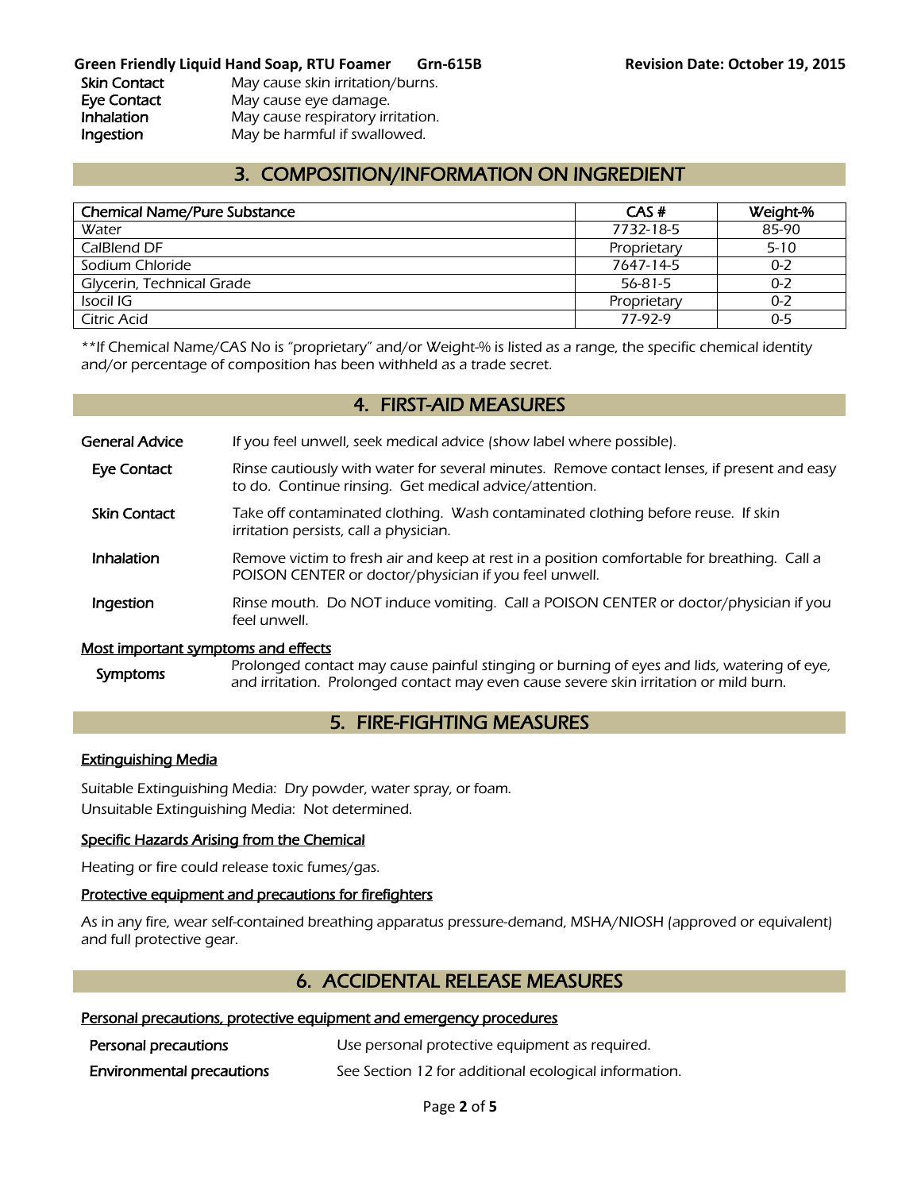| | |
|---|---|
| **Skin Contact** | May cause skin irritation/burns. |
| **Eye Contact** | May cause eye damage. |
| **Inhalation** | May cause respiratory irritation. |
| **Ingestion** | May be harmful if swallowed. |

## 3. COMPOSITION/INFORMATION ON INGREDIENT

| Chemical Name/Pure Substance | CAS # | Weight-% |
|---|---|---|
| Water | 7732-18-5 | 85-90 |
| CalBlend DF | Proprietary | 5-10 |
| Sodium Chloride | 7647-14-5 | 0-2 |
| Glycerin, Technical Grade | 56-81-5 | 0-2 |
| Isocil IG | Proprietary | 0-2 |
| Citric Acid | 77-92-9 | 0-5 |

**If Chemical Name/CAS No is "proprietary" and/or Weight-% is listed as a range, the specific chemical identity and/or percentage of composition has been withheld as a trade secret.

## 4. FIRST-AID MEASURES

**General Advice** If you feel unwell, seek medical advice (show label where possible).

**Eye Contact** Rinse cautiously with water for several minutes. Remove contact lenses, if present and easy to do. Continue rinsing. Get medical advice/attention.

**Skin Contact** Take off contaminated clothing. Wash contaminated clothing before reuse. If skin irritation persists, call a physician.

**Inhalation** Remove victim to fresh air and keep at rest in a position comfortable for breathing. Call a POISON CENTER or doctor/physician if you feel unwell.

**Ingestion** Rinse mouth. Do NOT induce vomiting. Call a POISON CENTER or doctor/physician if you feel unwell.

### Most important symptoms and effects

**Symptoms** Prolonged contact may cause painful stinging or burning of eyes and lids, watering of eye, and irritation. Prolonged contact may even cause severe skin irritation or mild burn.

## 5. FIRE-FIGHTING MEASURES

### Extinguishing Media

Suitable Extinguishing Media: Dry powder, water spray, or foam.
Unsuitable Extinguishing Media: Not determined.

### Specific Hazards Arising from the Chemical

Heating or fire could release toxic fumes/gas.

### Protective equipment and precautions for firefighters

As in any fire, wear self-contained breathing apparatus pressure-demand, MSHA/NIOSH (approved or equivalent) and full protective gear.

## 6. ACCIDENTAL RELEASE MEASURES

### Personal precautions, protective equipment and emergency procedures

**Personal precautions** Use personal protective equipment as required.

**Environmental precautions** See Section 12 for additional ecological information.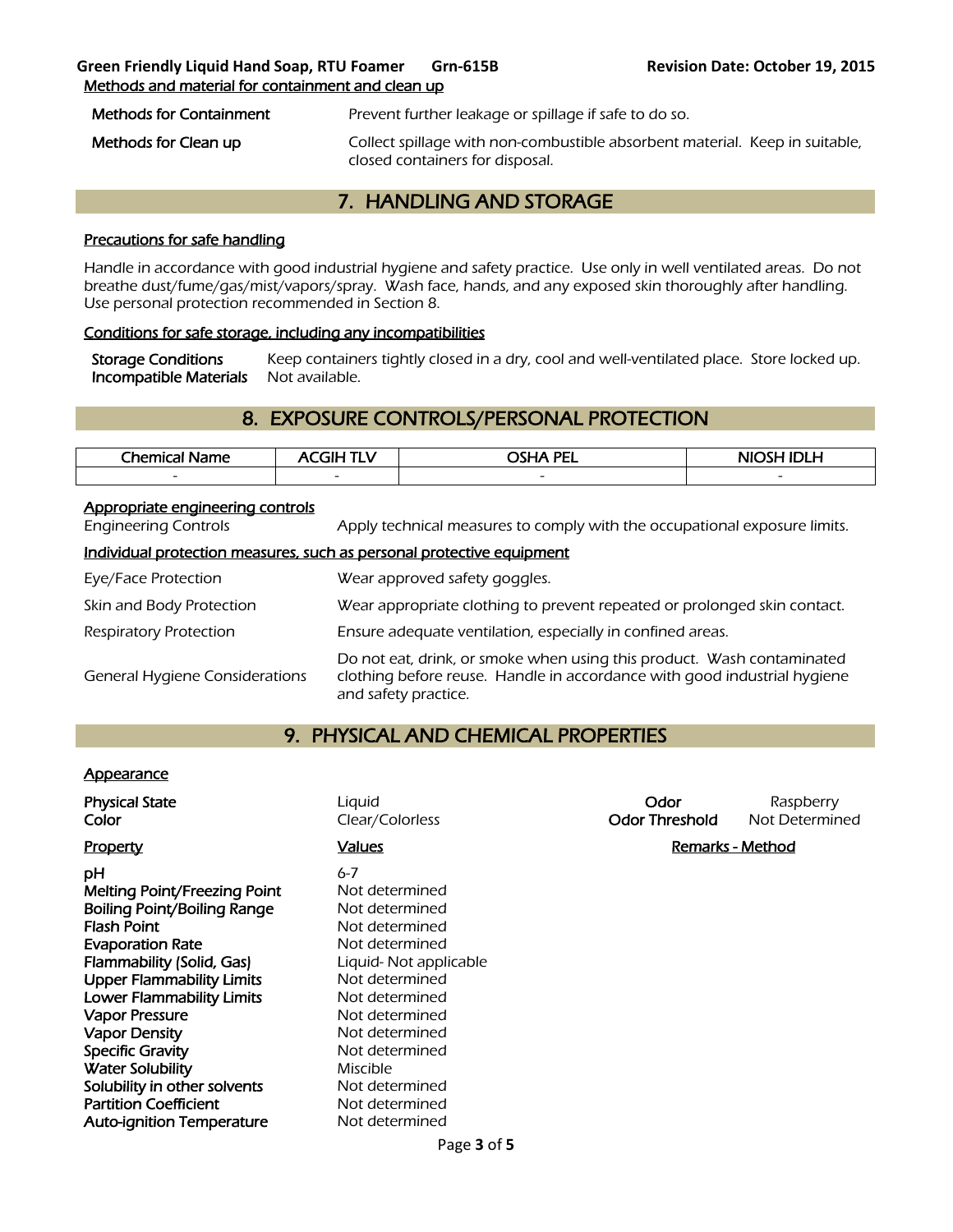**Methods and material for containment and clean up**

| | |
|---|---|
| **Methods for Containment** | Prevent further leakage or spillage if safe to do so. |
| **Methods for Clean up** | Collect spillage with non-combustible absorbent material. Keep in suitable, closed containers for disposal. |

## 7. HANDLING AND STORAGE

**Precautions for safe handling**

Handle in accordance with good industrial hygiene and safety practice. Use only in well ventilated areas. Do not breathe dust/fume/gas/mist/vapors/spray. Wash face, hands, and any exposed skin thoroughly after handling. Use personal protection recommended in Section 8.

**Conditions for safe storage, including any incompatibilities**

| | |
|---|---|
| **Storage Conditions** | Keep containers tightly closed in a dry, cool and well-ventilated place. Store locked up. |
| **Incompatible Materials** | Not available. |

## 8. EXPOSURE CONTROLS/PERSONAL PROTECTION

| Chemical Name | ACGIH TLV | OSHA PEL | NIOSH IDLH |
|---|---|---|---|
| - | - | - | - |

**Appropriate engineering controls**

| | |
|---|---|
| Engineering Controls | Apply technical measures to comply with the occupational exposure limits. |

**Individual protection measures, such as personal protective equipment**

| | |
|---|---|
| Eye/Face Protection | Wear approved safety goggles. |
| Skin and Body Protection | Wear appropriate clothing to prevent repeated or prolonged skin contact. |
| Respiratory Protection | Ensure adequate ventilation, especially in confined areas. |
| General Hygiene Considerations | Do not eat, drink, or smoke when using this product. Wash contaminated clothing before reuse. Handle in accordance with good industrial hygiene and safety practice. |

## 9. PHYSICAL AND CHEMICAL PROPERTIES

**Appearance**

| | | | |
|---|---|---|---|
| **Physical State** | Liquid | **Odor** | Raspberry |
| **Color** | Clear/Colorless | **Odor Threshold** | Not Determined |

| Property | Values | Remarks - Method |
|---|---|---|
| **pH** | 6-7 | |
| **Melting Point/Freezing Point** | Not determined | |
| **Boiling Point/Boiling Range** | Not determined | |
| **Flash Point** | Not determined | |
| **Evaporation Rate** | Not determined | |
| **Flammability (Solid, Gas)** | Liquid- Not applicable | |
| **Upper Flammability Limits** | Not determined | |
| **Lower Flammability Limits** | Not determined | |
| **Vapor Pressure** | Not determined | |
| **Vapor Density** | Not determined | |
| **Specific Gravity** | Not determined | |
| **Water Solubility** | Miscible | |
| **Solubility in other solvents** | Not determined | |
| **Partition Coefficient** | Not determined | |
| **Auto-ignition Temperature** | Not determined | |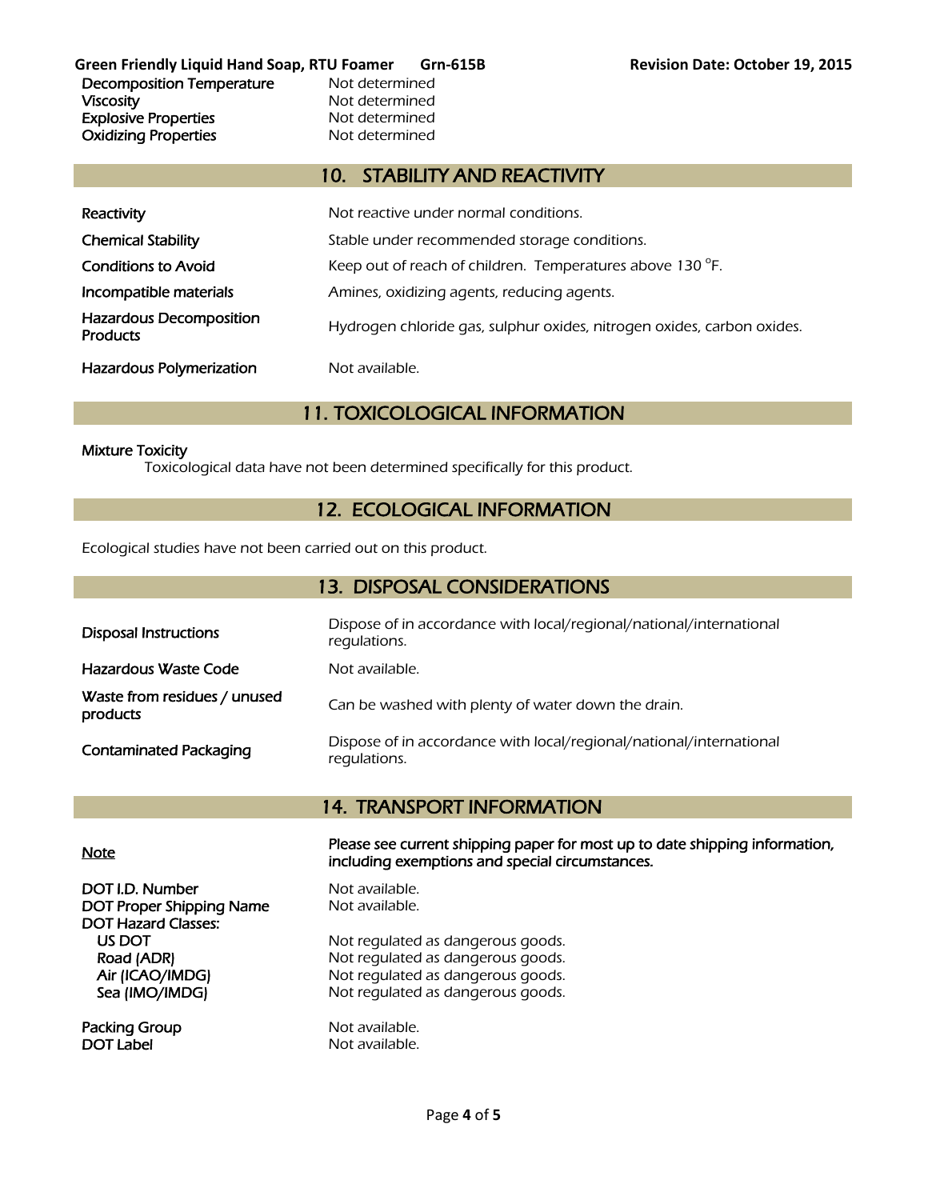| | |
|---|---|
| Decomposition Temperature | Not determined |
| Viscosity | Not determined |
| Explosive Properties | Not determined |
| Oxidizing Properties | Not determined |

## 10. STABILITY AND REACTIVITY

| | |
|---|---|
| Reactivity | Not reactive under normal conditions. |
| Chemical Stability | Stable under recommended storage conditions. |
| Conditions to Avoid | Keep out of reach of children. Temperatures above 130 °F. |
| Incompatible materials | Amines, oxidizing agents, reducing agents. |
| Hazardous Decomposition Products | Hydrogen chloride gas, sulphur oxides, nitrogen oxides, carbon oxides. |
| Hazardous Polymerization | Not available. |

## 11. TOXICOLOGICAL INFORMATION

Mixture Toxicity

Toxicological data have not been determined specifically for this product.

## 12. ECOLOGICAL INFORMATION

Ecological studies have not been carried out on this product.

## 13. DISPOSAL CONSIDERATIONS

| | |
|---|---|
| Disposal Instructions | Dispose of in accordance with local/regional/national/international regulations. |
| Hazardous Waste Code | Not available. |
| Waste from residues / unused products | Can be washed with plenty of water down the drain. |
| Contaminated Packaging | Dispose of in accordance with local/regional/national/international regulations. |

## 14. TRANSPORT INFORMATION

<u>Note</u> — **Please see current shipping paper for most up to date shipping information, including exemptions and special circumstances.**

| | |
|---|---|
| DOT I.D. Number | Not available. |
| DOT Proper Shipping Name | Not available. |
| DOT Hazard Classes: | |
| US DOT | Not regulated as dangerous goods. |
| Road (ADR) | Not regulated as dangerous goods. |
| Air (ICAO/IMDG) | Not regulated as dangerous goods. |
| Sea (IMO/IMDG) | Not regulated as dangerous goods. |
| Packing Group | Not available. |
| DOT Label | Not available. |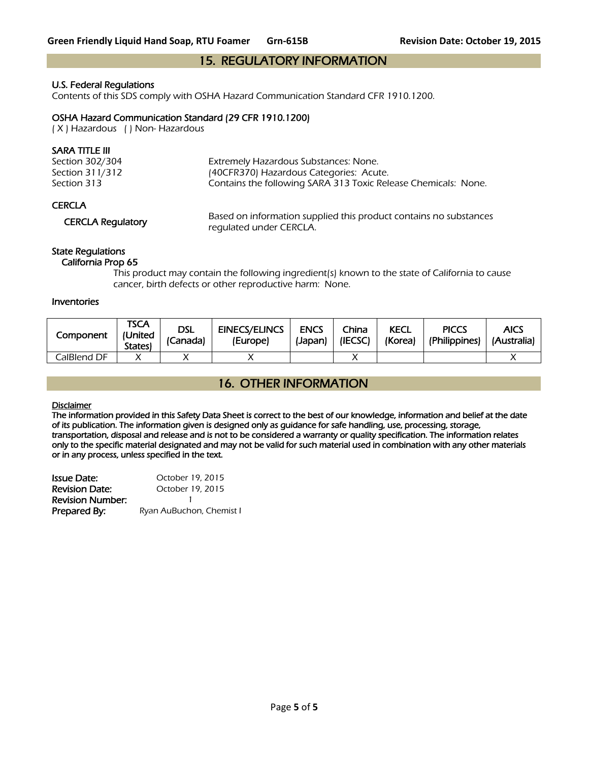## 15. REGULATORY INFORMATION

### U.S. Federal Regulations

Contents of this SDS comply with OSHA Hazard Communication Standard CFR 1910.1200.

### OSHA Hazard Communication Standard (29 CFR 1910.1200)

( X ) Hazardous ( ) Non- Hazardous

### SARA TITLE III

| | |
|---|---|
| Section 302/304 | Extremely Hazardous Substances: None. |
| Section 311/312 | (40CFR370) Hazardous Categories: Acute. |
| Section 313 | Contains the following SARA 313 Toxic Release Chemicals: None. |

### CERCLA

| | |
|---|---|
| CERCLA Regulatory | Based on information supplied this product contains no substances regulated under CERCLA. |

### State Regulations

#### California Prop 65

This product may contain the following ingredient(s) known to the state of California to cause cancer, birth defects or other reproductive harm: None.

### Inventories

| Component | TSCA (United States) | DSL (Canada) | EINECS/ELINCS (Europe) | ENCS (Japan) | China (IECSC) | KECL (Korea) | PICCS (Philippines) | AICS (Australia) |
|---|---|---|---|---|---|---|---|---|
| CalBlend DF | X | X | X | | X | | | X |

## 16. OTHER INFORMATION

Disclaimer

**The information provided in this Safety Data Sheet is correct to the best of our knowledge, information and belief at the date of its publication. The information given is designed only as guidance for safe handling, use, processing, storage, transportation, disposal and release and is not to be considered a warranty or quality specification. The information relates only to the specific material designated and may not be valid for such material used in combination with any other materials or in any process, unless specified in the text.**

| | |
|---|---|
| **Issue Date:** | October 19, 2015 |
| **Revision Date:** | October 19, 2015 |
| **Revision Number:** | 1 |
| **Prepared By:** | Ryan AuBuchon, Chemist I |